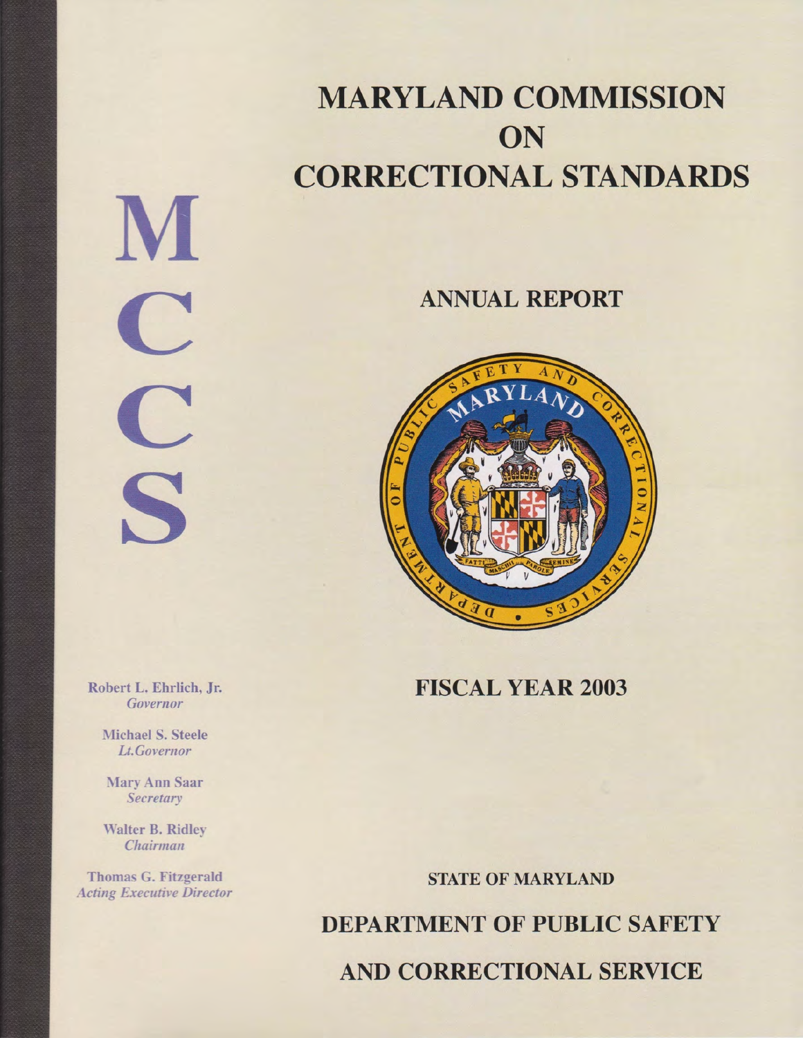# MARYLAND COMMISSION ON CORRECTIONAL STANDARDS

M C C S

## ANNUAL REPORT

## FISCAL YEAR 2003

Robert L. Ehrlich, Jr.
*Governor*

Michael S. Steele
*Lt.Governor*

Mary Ann Saar
*Secretary*

Walter B. Ridley
*Chairman*

Thomas G. Fitzgerald
*Acting Executive Director*

STATE OF MARYLAND

DEPARTMENT OF PUBLIC SAFETY

AND CORRECTIONAL SERVICE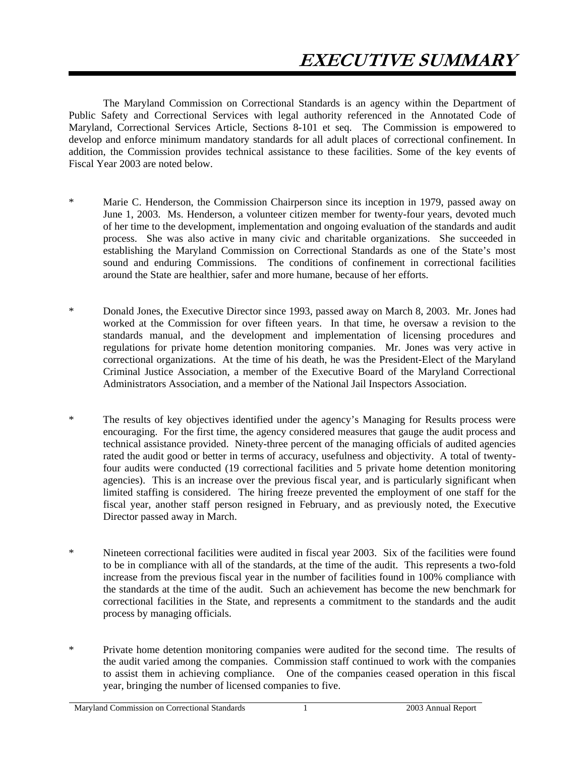# EXECUTIVE SUMMARY

The Maryland Commission on Correctional Standards is an agency within the Department of Public Safety and Correctional Services with legal authority referenced in the Annotated Code of Maryland, Correctional Services Article, Sections 8-101 et seq. The Commission is empowered to develop and enforce minimum mandatory standards for all adult places of correctional confinement. In addition, the Commission provides technical assistance to these facilities. Some of the key events of Fiscal Year 2003 are noted below.

* Marie C. Henderson, the Commission Chairperson since its inception in 1979, passed away on June 1, 2003. Ms. Henderson, a volunteer citizen member for twenty-four years, devoted much of her time to the development, implementation and ongoing evaluation of the standards and audit process. She was also active in many civic and charitable organizations. She succeeded in establishing the Maryland Commission on Correctional Standards as one of the State's most sound and enduring Commissions. The conditions of confinement in correctional facilities around the State are healthier, safer and more humane, because of her efforts.

* Donald Jones, the Executive Director since 1993, passed away on March 8, 2003. Mr. Jones had worked at the Commission for over fifteen years. In that time, he oversaw a revision to the standards manual, and the development and implementation of licensing procedures and regulations for private home detention monitoring companies. Mr. Jones was very active in correctional organizations. At the time of his death, he was the President-Elect of the Maryland Criminal Justice Association, a member of the Executive Board of the Maryland Correctional Administrators Association, and a member of the National Jail Inspectors Association.

* The results of key objectives identified under the agency's Managing for Results process were encouraging. For the first time, the agency considered measures that gauge the audit process and technical assistance provided. Ninety-three percent of the managing officials of audited agencies rated the audit good or better in terms of accuracy, usefulness and objectivity. A total of twenty-four audits were conducted (19 correctional facilities and 5 private home detention monitoring agencies). This is an increase over the previous fiscal year, and is particularly significant when limited staffing is considered. The hiring freeze prevented the employment of one staff for the fiscal year, another staff person resigned in February, and as previously noted, the Executive Director passed away in March.

* Nineteen correctional facilities were audited in fiscal year 2003. Six of the facilities were found to be in compliance with all of the standards, at the time of the audit. This represents a two-fold increase from the previous fiscal year in the number of facilities found in 100% compliance with the standards at the time of the audit. Such an achievement has become the new benchmark for correctional facilities in the State, and represents a commitment to the standards and the audit process by managing officials.

* Private home detention monitoring companies were audited for the second time. The results of the audit varied among the companies. Commission staff continued to work with the companies to assist them in achieving compliance. One of the companies ceased operation in this fiscal year, bringing the number of licensed companies to five.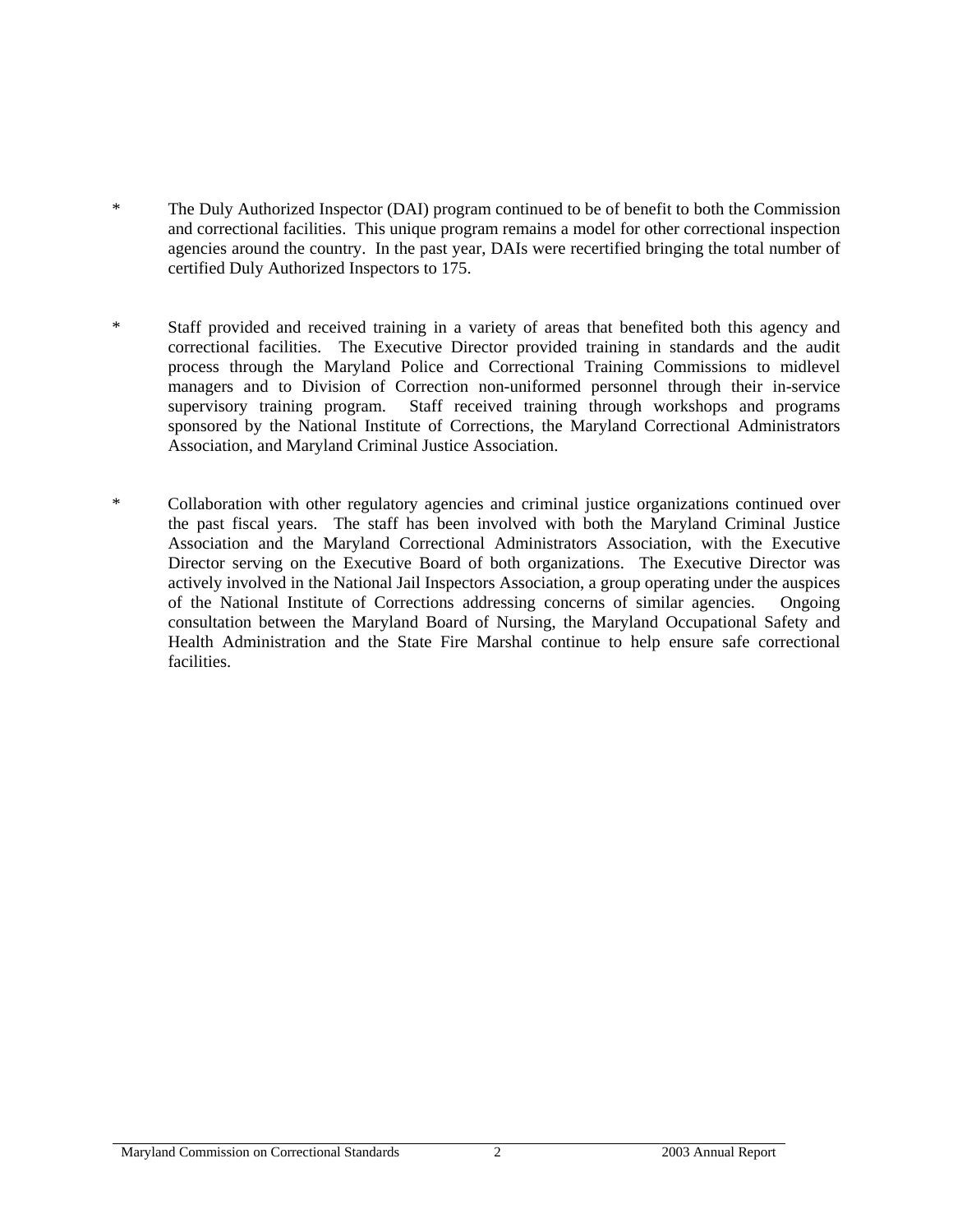* The Duly Authorized Inspector (DAI) program continued to be of benefit to both the Commission and correctional facilities. This unique program remains a model for other correctional inspection agencies around the country. In the past year, DAIs were recertified bringing the total number of certified Duly Authorized Inspectors to 175.

* Staff provided and received training in a variety of areas that benefited both this agency and correctional facilities. The Executive Director provided training in standards and the audit process through the Maryland Police and Correctional Training Commissions to midlevel managers and to Division of Correction non-uniformed personnel through their in-service supervisory training program. Staff received training through workshops and programs sponsored by the National Institute of Corrections, the Maryland Correctional Administrators Association, and Maryland Criminal Justice Association.

* Collaboration with other regulatory agencies and criminal justice organizations continued over the past fiscal years. The staff has been involved with both the Maryland Criminal Justice Association and the Maryland Correctional Administrators Association, with the Executive Director serving on the Executive Board of both organizations. The Executive Director was actively involved in the National Jail Inspectors Association, a group operating under the auspices of the National Institute of Corrections addressing concerns of similar agencies. Ongoing consultation between the Maryland Board of Nursing, the Maryland Occupational Safety and Health Administration and the State Fire Marshal continue to help ensure safe correctional facilities.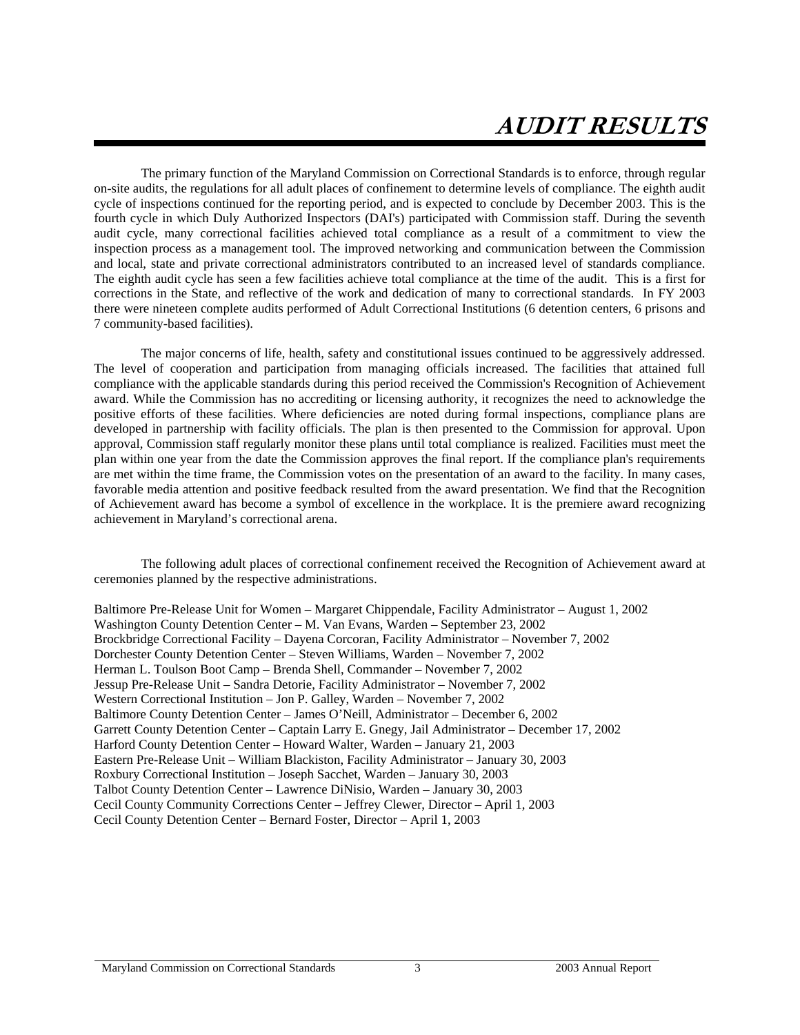# AUDIT RESULTS

The primary function of the Maryland Commission on Correctional Standards is to enforce, through regular on-site audits, the regulations for all adult places of confinement to determine levels of compliance. The eighth audit cycle of inspections continued for the reporting period, and is expected to conclude by December 2003. This is the fourth cycle in which Duly Authorized Inspectors (DAI's) participated with Commission staff. During the seventh audit cycle, many correctional facilities achieved total compliance as a result of a commitment to view the inspection process as a management tool. The improved networking and communication between the Commission and local, state and private correctional administrators contributed to an increased level of standards compliance. The eighth audit cycle has seen a few facilities achieve total compliance at the time of the audit. This is a first for corrections in the State, and reflective of the work and dedication of many to correctional standards. In FY 2003 there were nineteen complete audits performed of Adult Correctional Institutions (6 detention centers, 6 prisons and 7 community-based facilities).

The major concerns of life, health, safety and constitutional issues continued to be aggressively addressed. The level of cooperation and participation from managing officials increased. The facilities that attained full compliance with the applicable standards during this period received the Commission's Recognition of Achievement award. While the Commission has no accrediting or licensing authority, it recognizes the need to acknowledge the positive efforts of these facilities. Where deficiencies are noted during formal inspections, compliance plans are developed in partnership with facility officials. The plan is then presented to the Commission for approval. Upon approval, Commission staff regularly monitor these plans until total compliance is realized. Facilities must meet the plan within one year from the date the Commission approves the final report. If the compliance plan's requirements are met within the time frame, the Commission votes on the presentation of an award to the facility. In many cases, favorable media attention and positive feedback resulted from the award presentation. We find that the Recognition of Achievement award has become a symbol of excellence in the workplace. It is the premiere award recognizing achievement in Maryland's correctional arena.

The following adult places of correctional confinement received the Recognition of Achievement award at ceremonies planned by the respective administrations.

Baltimore Pre-Release Unit for Women – Margaret Chippendale, Facility Administrator – August 1, 2002
Washington County Detention Center – M. Van Evans, Warden – September 23, 2002
Brockbridge Correctional Facility – Dayena Corcoran, Facility Administrator – November 7, 2002
Dorchester County Detention Center – Steven Williams, Warden – November 7, 2002
Herman L. Toulson Boot Camp – Brenda Shell, Commander – November 7, 2002
Jessup Pre-Release Unit – Sandra Detorie, Facility Administrator – November 7, 2002
Western Correctional Institution – Jon P. Galley, Warden – November 7, 2002
Baltimore County Detention Center – James O'Neill, Administrator – December 6, 2002
Garrett County Detention Center – Captain Larry E. Gnegy, Jail Administrator – December 17, 2002
Harford County Detention Center – Howard Walter, Warden – January 21, 2003
Eastern Pre-Release Unit – William Blackiston, Facility Administrator – January 30, 2003
Roxbury Correctional Institution – Joseph Sacchet, Warden – January 30, 2003
Talbot County Detention Center – Lawrence DiNisio, Warden – January 30, 2003
Cecil County Community Corrections Center – Jeffrey Clewer, Director – April 1, 2003
Cecil County Detention Center – Bernard Foster, Director – April 1, 2003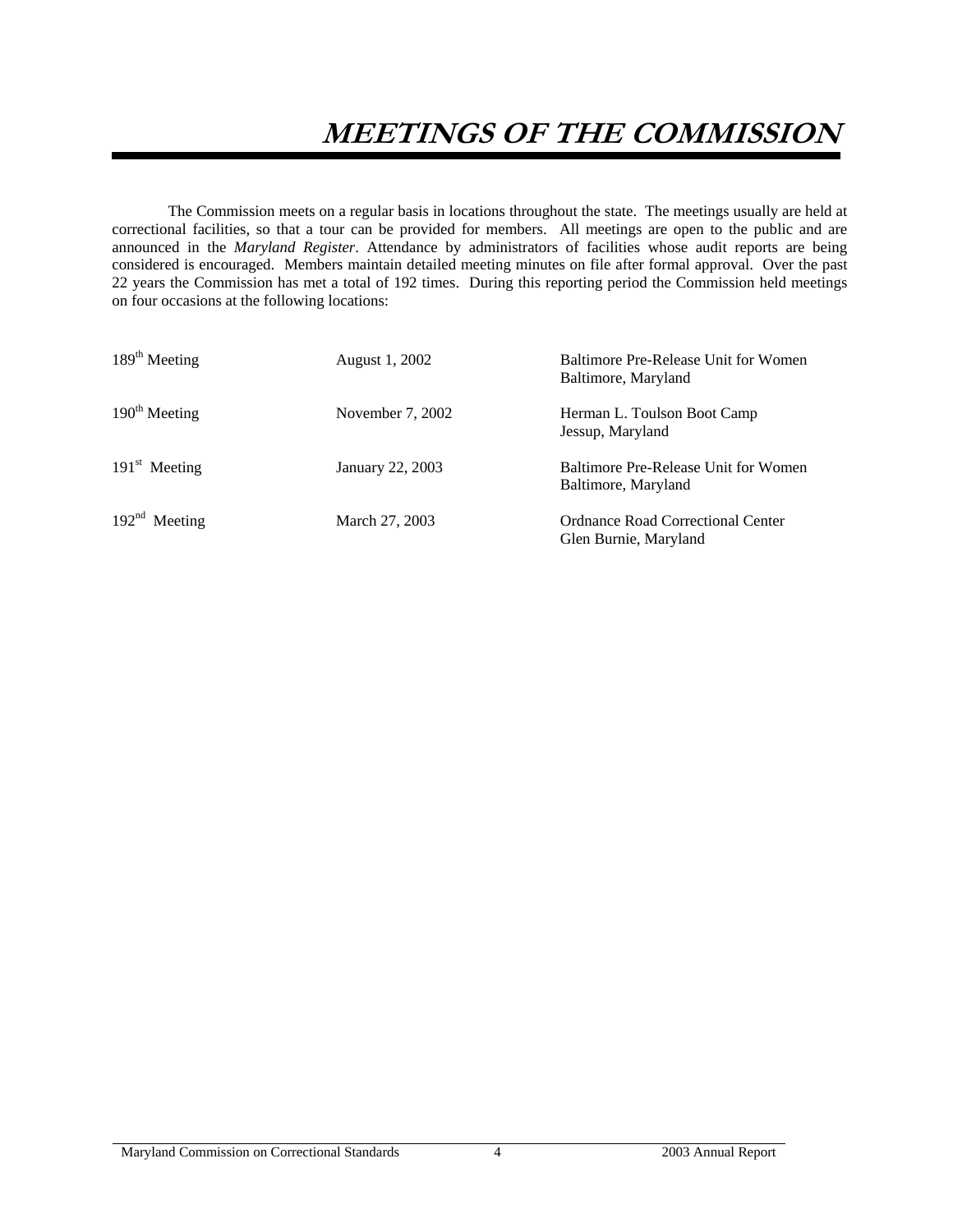# MEETINGS OF THE COMMISSION

The Commission meets on a regular basis in locations throughout the state. The meetings usually are held at correctional facilities, so that a tour can be provided for members. All meetings are open to the public and are announced in the *Maryland Register*. Attendance by administrators of facilities whose audit reports are being considered is encouraged. Members maintain detailed meeting minutes on file after formal approval. Over the past 22 years the Commission has met a total of 192 times. During this reporting period the Commission held meetings on four occasions at the following locations:

| | | |
|---|---|---|
| 189th Meeting | August 1, 2002 | Baltimore Pre-Release Unit for Women<br>Baltimore, Maryland |
| 190th Meeting | November 7, 2002 | Herman L. Toulson Boot Camp<br>Jessup, Maryland |
| 191st Meeting | January 22, 2003 | Baltimore Pre-Release Unit for Women<br>Baltimore, Maryland |
| 192nd Meeting | March 27, 2003 | Ordnance Road Correctional Center<br>Glen Burnie, Maryland |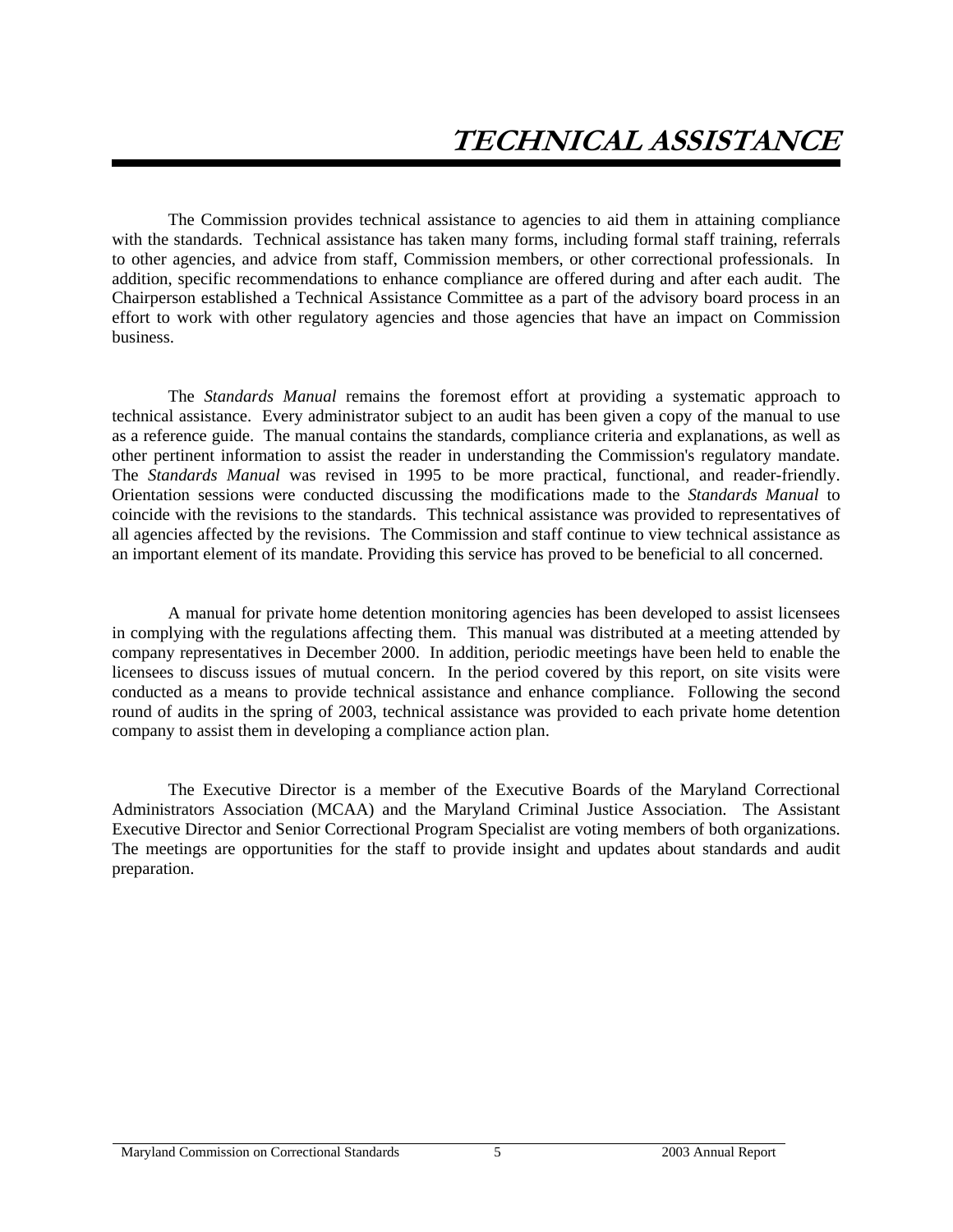# TECHNICAL ASSISTANCE

The Commission provides technical assistance to agencies to aid them in attaining compliance with the standards. Technical assistance has taken many forms, including formal staff training, referrals to other agencies, and advice from staff, Commission members, or other correctional professionals. In addition, specific recommendations to enhance compliance are offered during and after each audit. The Chairperson established a Technical Assistance Committee as a part of the advisory board process in an effort to work with other regulatory agencies and those agencies that have an impact on Commission business.

The *Standards Manual* remains the foremost effort at providing a systematic approach to technical assistance. Every administrator subject to an audit has been given a copy of the manual to use as a reference guide. The manual contains the standards, compliance criteria and explanations, as well as other pertinent information to assist the reader in understanding the Commission's regulatory mandate. The *Standards Manual* was revised in 1995 to be more practical, functional, and reader-friendly. Orientation sessions were conducted discussing the modifications made to the *Standards Manual* to coincide with the revisions to the standards. This technical assistance was provided to representatives of all agencies affected by the revisions. The Commission and staff continue to view technical assistance as an important element of its mandate. Providing this service has proved to be beneficial to all concerned.

A manual for private home detention monitoring agencies has been developed to assist licensees in complying with the regulations affecting them. This manual was distributed at a meeting attended by company representatives in December 2000. In addition, periodic meetings have been held to enable the licensees to discuss issues of mutual concern. In the period covered by this report, on site visits were conducted as a means to provide technical assistance and enhance compliance. Following the second round of audits in the spring of 2003, technical assistance was provided to each private home detention company to assist them in developing a compliance action plan.

The Executive Director is a member of the Executive Boards of the Maryland Correctional Administrators Association (MCAA) and the Maryland Criminal Justice Association. The Assistant Executive Director and Senior Correctional Program Specialist are voting members of both organizations. The meetings are opportunities for the staff to provide insight and updates about standards and audit preparation.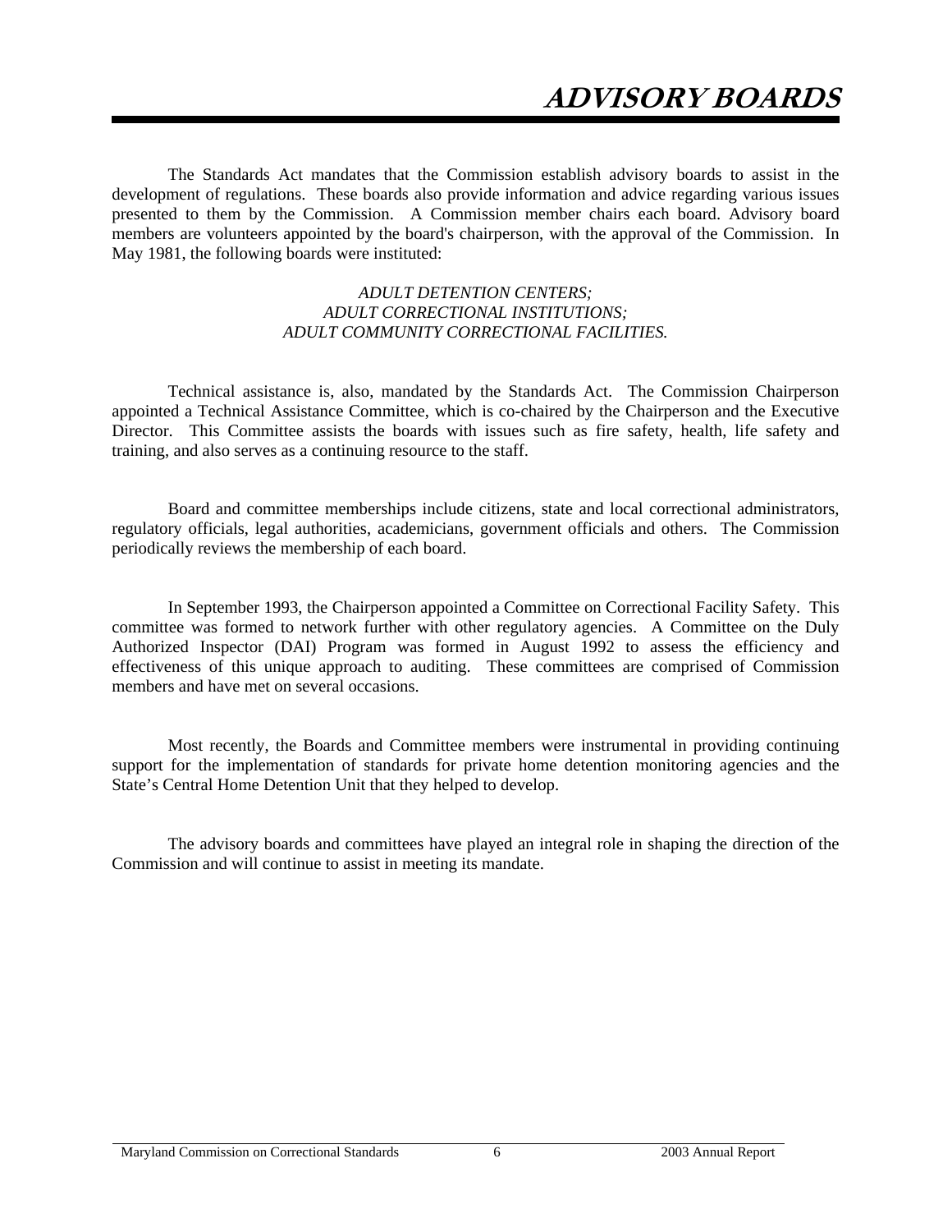# ADVISORY BOARDS

The Standards Act mandates that the Commission establish advisory boards to assist in the development of regulations. These boards also provide information and advice regarding various issues presented to them by the Commission. A Commission member chairs each board. Advisory board members are volunteers appointed by the board's chairperson, with the approval of the Commission. In May 1981, the following boards were instituted:

*ADULT DETENTION CENTERS;*
*ADULT CORRECTIONAL INSTITUTIONS;*
*ADULT COMMUNITY CORRECTIONAL FACILITIES.*

Technical assistance is, also, mandated by the Standards Act. The Commission Chairperson appointed a Technical Assistance Committee, which is co-chaired by the Chairperson and the Executive Director. This Committee assists the boards with issues such as fire safety, health, life safety and training, and also serves as a continuing resource to the staff.

Board and committee memberships include citizens, state and local correctional administrators, regulatory officials, legal authorities, academicians, government officials and others. The Commission periodically reviews the membership of each board.

In September 1993, the Chairperson appointed a Committee on Correctional Facility Safety. This committee was formed to network further with other regulatory agencies. A Committee on the Duly Authorized Inspector (DAI) Program was formed in August 1992 to assess the efficiency and effectiveness of this unique approach to auditing. These committees are comprised of Commission members and have met on several occasions.

Most recently, the Boards and Committee members were instrumental in providing continuing support for the implementation of standards for private home detention monitoring agencies and the State's Central Home Detention Unit that they helped to develop.

The advisory boards and committees have played an integral role in shaping the direction of the Commission and will continue to assist in meeting its mandate.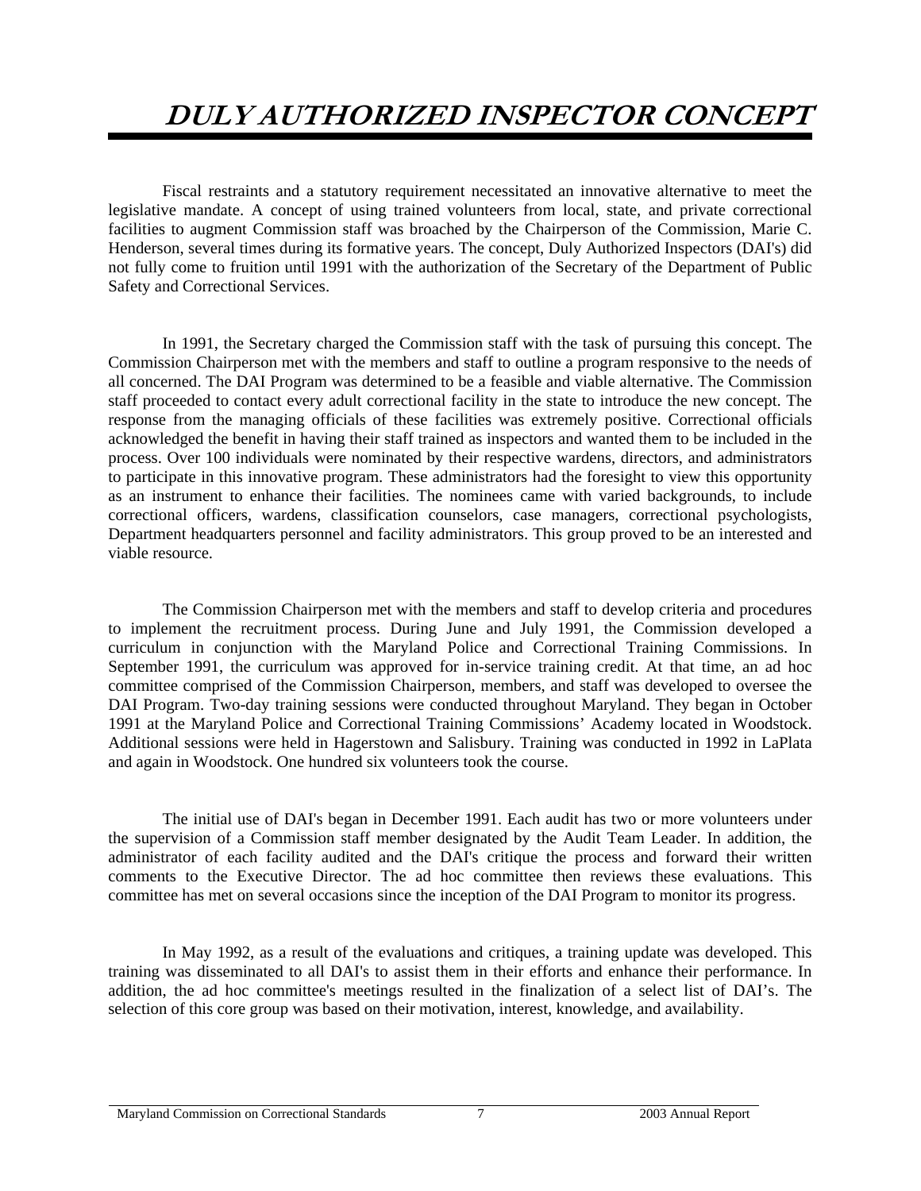# DULY AUTHORIZED INSPECTOR CONCEPT

Fiscal restraints and a statutory requirement necessitated an innovative alternative to meet the legislative mandate. A concept of using trained volunteers from local, state, and private correctional facilities to augment Commission staff was broached by the Chairperson of the Commission, Marie C. Henderson, several times during its formative years. The concept, Duly Authorized Inspectors (DAI's) did not fully come to fruition until 1991 with the authorization of the Secretary of the Department of Public Safety and Correctional Services.

In 1991, the Secretary charged the Commission staff with the task of pursuing this concept. The Commission Chairperson met with the members and staff to outline a program responsive to the needs of all concerned. The DAI Program was determined to be a feasible and viable alternative. The Commission staff proceeded to contact every adult correctional facility in the state to introduce the new concept. The response from the managing officials of these facilities was extremely positive. Correctional officials acknowledged the benefit in having their staff trained as inspectors and wanted them to be included in the process. Over 100 individuals were nominated by their respective wardens, directors, and administrators to participate in this innovative program. These administrators had the foresight to view this opportunity as an instrument to enhance their facilities. The nominees came with varied backgrounds, to include correctional officers, wardens, classification counselors, case managers, correctional psychologists, Department headquarters personnel and facility administrators. This group proved to be an interested and viable resource.

The Commission Chairperson met with the members and staff to develop criteria and procedures to implement the recruitment process. During June and July 1991, the Commission developed a curriculum in conjunction with the Maryland Police and Correctional Training Commissions. In September 1991, the curriculum was approved for in-service training credit. At that time, an ad hoc committee comprised of the Commission Chairperson, members, and staff was developed to oversee the DAI Program. Two-day training sessions were conducted throughout Maryland. They began in October 1991 at the Maryland Police and Correctional Training Commissions' Academy located in Woodstock. Additional sessions were held in Hagerstown and Salisbury. Training was conducted in 1992 in LaPlata and again in Woodstock. One hundred six volunteers took the course.

The initial use of DAI's began in December 1991. Each audit has two or more volunteers under the supervision of a Commission staff member designated by the Audit Team Leader. In addition, the administrator of each facility audited and the DAI's critique the process and forward their written comments to the Executive Director. The ad hoc committee then reviews these evaluations. This committee has met on several occasions since the inception of the DAI Program to monitor its progress.

In May 1992, as a result of the evaluations and critiques, a training update was developed. This training was disseminated to all DAI's to assist them in their efforts and enhance their performance. In addition, the ad hoc committee's meetings resulted in the finalization of a select list of DAI's. The selection of this core group was based on their motivation, interest, knowledge, and availability.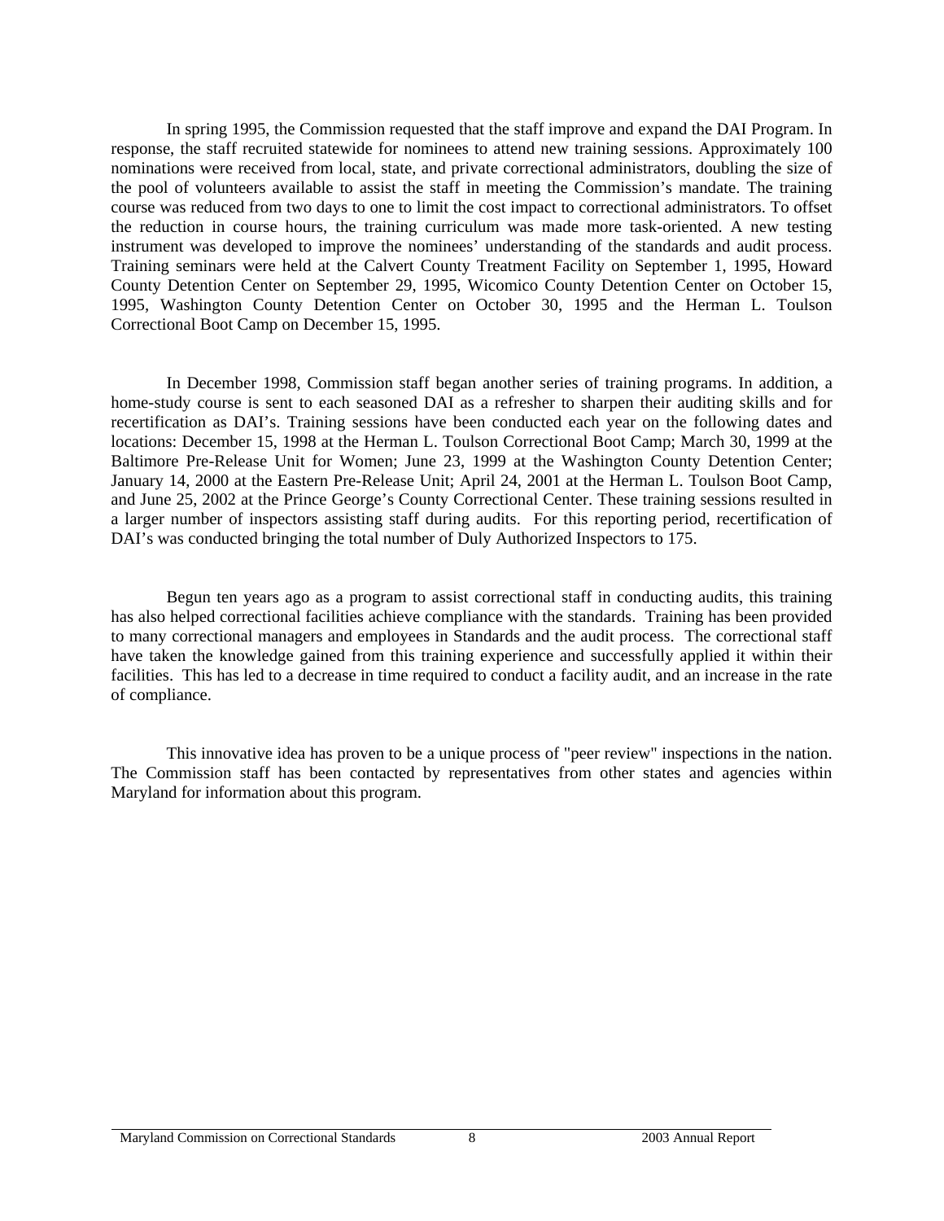In spring 1995, the Commission requested that the staff improve and expand the DAI Program. In response, the staff recruited statewide for nominees to attend new training sessions. Approximately 100 nominations were received from local, state, and private correctional administrators, doubling the size of the pool of volunteers available to assist the staff in meeting the Commission's mandate. The training course was reduced from two days to one to limit the cost impact to correctional administrators. To offset the reduction in course hours, the training curriculum was made more task-oriented. A new testing instrument was developed to improve the nominees' understanding of the standards and audit process. Training seminars were held at the Calvert County Treatment Facility on September 1, 1995, Howard County Detention Center on September 29, 1995, Wicomico County Detention Center on October 15, 1995, Washington County Detention Center on October 30, 1995 and the Herman L. Toulson Correctional Boot Camp on December 15, 1995.

In December 1998, Commission staff began another series of training programs. In addition, a home-study course is sent to each seasoned DAI as a refresher to sharpen their auditing skills and for recertification as DAI's. Training sessions have been conducted each year on the following dates and locations: December 15, 1998 at the Herman L. Toulson Correctional Boot Camp; March 30, 1999 at the Baltimore Pre-Release Unit for Women; June 23, 1999 at the Washington County Detention Center; January 14, 2000 at the Eastern Pre-Release Unit; April 24, 2001 at the Herman L. Toulson Boot Camp, and June 25, 2002 at the Prince George's County Correctional Center. These training sessions resulted in a larger number of inspectors assisting staff during audits. For this reporting period, recertification of DAI's was conducted bringing the total number of Duly Authorized Inspectors to 175.

Begun ten years ago as a program to assist correctional staff in conducting audits, this training has also helped correctional facilities achieve compliance with the standards. Training has been provided to many correctional managers and employees in Standards and the audit process. The correctional staff have taken the knowledge gained from this training experience and successfully applied it within their facilities. This has led to a decrease in time required to conduct a facility audit, and an increase in the rate of compliance.

This innovative idea has proven to be a unique process of "peer review" inspections in the nation. The Commission staff has been contacted by representatives from other states and agencies within Maryland for information about this program.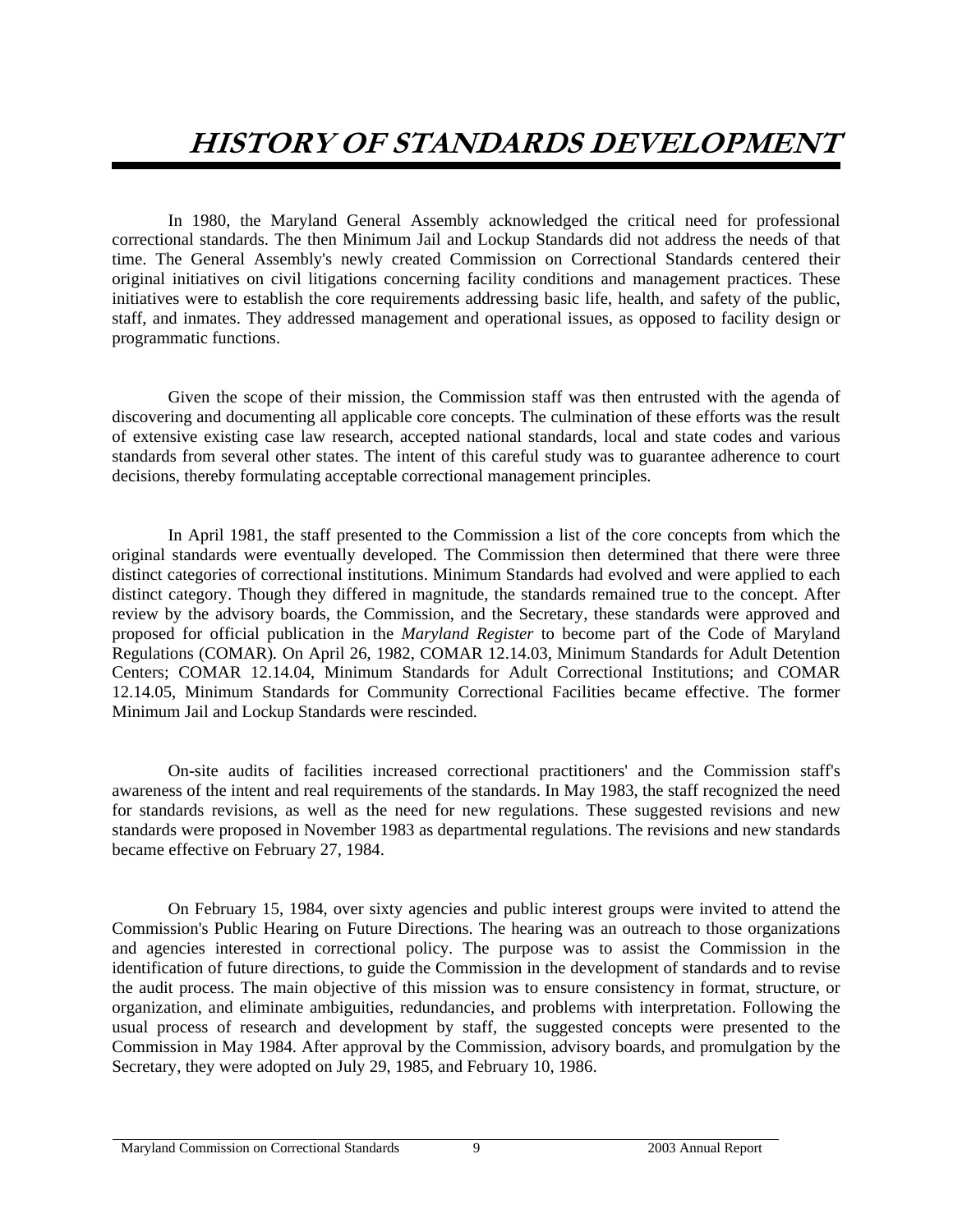# ***HISTORY OF STANDARDS DEVELOPMENT***

In 1980, the Maryland General Assembly acknowledged the critical need for professional correctional standards. The then Minimum Jail and Lockup Standards did not address the needs of that time. The General Assembly's newly created Commission on Correctional Standards centered their original initiatives on civil litigations concerning facility conditions and management practices. These initiatives were to establish the core requirements addressing basic life, health, and safety of the public, staff, and inmates. They addressed management and operational issues, as opposed to facility design or programmatic functions.

Given the scope of their mission, the Commission staff was then entrusted with the agenda of discovering and documenting all applicable core concepts. The culmination of these efforts was the result of extensive existing case law research, accepted national standards, local and state codes and various standards from several other states. The intent of this careful study was to guarantee adherence to court decisions, thereby formulating acceptable correctional management principles.

In April 1981, the staff presented to the Commission a list of the core concepts from which the original standards were eventually developed. The Commission then determined that there were three distinct categories of correctional institutions. Minimum Standards had evolved and were applied to each distinct category. Though they differed in magnitude, the standards remained true to the concept. After review by the advisory boards, the Commission, and the Secretary, these standards were approved and proposed for official publication in the *Maryland Register* to become part of the Code of Maryland Regulations (COMAR). On April 26, 1982, COMAR 12.14.03, Minimum Standards for Adult Detention Centers; COMAR 12.14.04, Minimum Standards for Adult Correctional Institutions; and COMAR 12.14.05, Minimum Standards for Community Correctional Facilities became effective. The former Minimum Jail and Lockup Standards were rescinded.

On-site audits of facilities increased correctional practitioners' and the Commission staff's awareness of the intent and real requirements of the standards. In May 1983, the staff recognized the need for standards revisions, as well as the need for new regulations. These suggested revisions and new standards were proposed in November 1983 as departmental regulations. The revisions and new standards became effective on February 27, 1984.

On February 15, 1984, over sixty agencies and public interest groups were invited to attend the Commission's Public Hearing on Future Directions. The hearing was an outreach to those organizations and agencies interested in correctional policy. The purpose was to assist the Commission in the identification of future directions, to guide the Commission in the development of standards and to revise the audit process. The main objective of this mission was to ensure consistency in format, structure, or organization, and eliminate ambiguities, redundancies, and problems with interpretation. Following the usual process of research and development by staff, the suggested concepts were presented to the Commission in May 1984. After approval by the Commission, advisory boards, and promulgation by the Secretary, they were adopted on July 29, 1985, and February 10, 1986.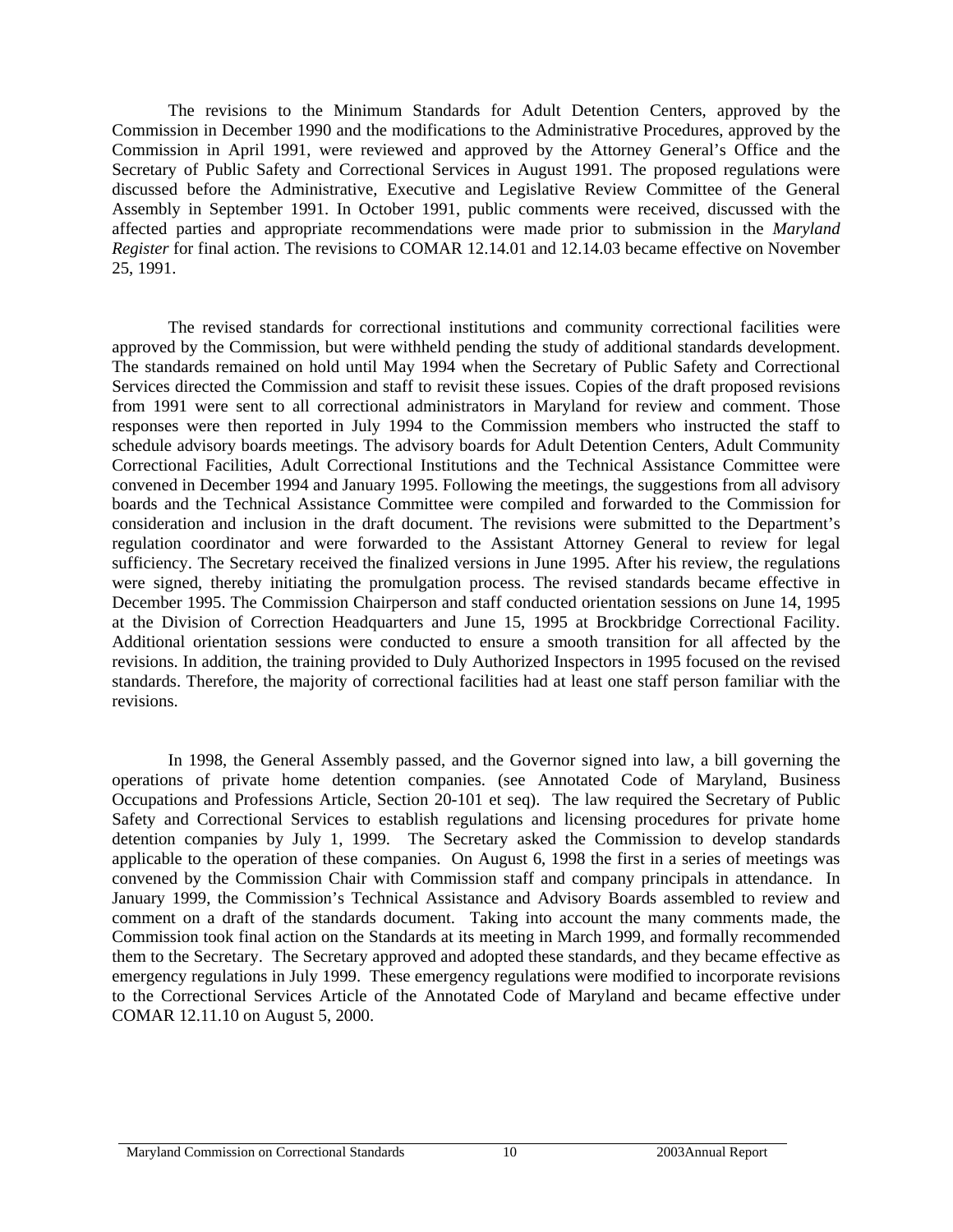The revisions to the Minimum Standards for Adult Detention Centers, approved by the Commission in December 1990 and the modifications to the Administrative Procedures, approved by the Commission in April 1991, were reviewed and approved by the Attorney General's Office and the Secretary of Public Safety and Correctional Services in August 1991. The proposed regulations were discussed before the Administrative, Executive and Legislative Review Committee of the General Assembly in September 1991. In October 1991, public comments were received, discussed with the affected parties and appropriate recommendations were made prior to submission in the *Maryland Register* for final action. The revisions to COMAR 12.14.01 and 12.14.03 became effective on November 25, 1991.

The revised standards for correctional institutions and community correctional facilities were approved by the Commission, but were withheld pending the study of additional standards development. The standards remained on hold until May 1994 when the Secretary of Public Safety and Correctional Services directed the Commission and staff to revisit these issues. Copies of the draft proposed revisions from 1991 were sent to all correctional administrators in Maryland for review and comment. Those responses were then reported in July 1994 to the Commission members who instructed the staff to schedule advisory boards meetings. The advisory boards for Adult Detention Centers, Adult Community Correctional Facilities, Adult Correctional Institutions and the Technical Assistance Committee were convened in December 1994 and January 1995. Following the meetings, the suggestions from all advisory boards and the Technical Assistance Committee were compiled and forwarded to the Commission for consideration and inclusion in the draft document. The revisions were submitted to the Department's regulation coordinator and were forwarded to the Assistant Attorney General to review for legal sufficiency. The Secretary received the finalized versions in June 1995. After his review, the regulations were signed, thereby initiating the promulgation process. The revised standards became effective in December 1995. The Commission Chairperson and staff conducted orientation sessions on June 14, 1995 at the Division of Correction Headquarters and June 15, 1995 at Brockbridge Correctional Facility. Additional orientation sessions were conducted to ensure a smooth transition for all affected by the revisions. In addition, the training provided to Duly Authorized Inspectors in 1995 focused on the revised standards. Therefore, the majority of correctional facilities had at least one staff person familiar with the revisions.

In 1998, the General Assembly passed, and the Governor signed into law, a bill governing the operations of private home detention companies. (see Annotated Code of Maryland, Business Occupations and Professions Article, Section 20-101 et seq). The law required the Secretary of Public Safety and Correctional Services to establish regulations and licensing procedures for private home detention companies by July 1, 1999. The Secretary asked the Commission to develop standards applicable to the operation of these companies. On August 6, 1998 the first in a series of meetings was convened by the Commission Chair with Commission staff and company principals in attendance. In January 1999, the Commission's Technical Assistance and Advisory Boards assembled to review and comment on a draft of the standards document. Taking into account the many comments made, the Commission took final action on the Standards at its meeting in March 1999, and formally recommended them to the Secretary. The Secretary approved and adopted these standards, and they became effective as emergency regulations in July 1999. These emergency regulations were modified to incorporate revisions to the Correctional Services Article of the Annotated Code of Maryland and became effective under COMAR 12.11.10 on August 5, 2000.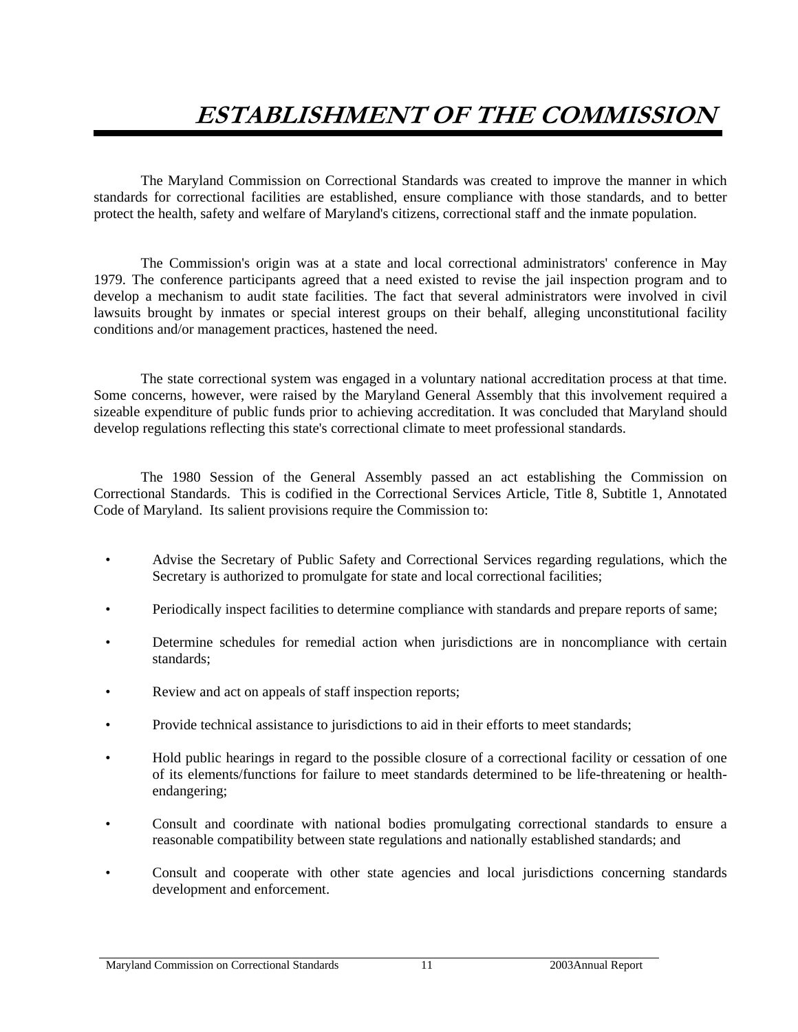# *ESTABLISHMENT OF THE COMMISSION*

The Maryland Commission on Correctional Standards was created to improve the manner in which standards for correctional facilities are established, ensure compliance with those standards, and to better protect the health, safety and welfare of Maryland's citizens, correctional staff and the inmate population.

The Commission's origin was at a state and local correctional administrators' conference in May 1979. The conference participants agreed that a need existed to revise the jail inspection program and to develop a mechanism to audit state facilities. The fact that several administrators were involved in civil lawsuits brought by inmates or special interest groups on their behalf, alleging unconstitutional facility conditions and/or management practices, hastened the need.

The state correctional system was engaged in a voluntary national accreditation process at that time. Some concerns, however, were raised by the Maryland General Assembly that this involvement required a sizeable expenditure of public funds prior to achieving accreditation. It was concluded that Maryland should develop regulations reflecting this state's correctional climate to meet professional standards.

The 1980 Session of the General Assembly passed an act establishing the Commission on Correctional Standards. This is codified in the Correctional Services Article, Title 8, Subtitle 1, Annotated Code of Maryland. Its salient provisions require the Commission to:

- Advise the Secretary of Public Safety and Correctional Services regarding regulations, which the Secretary is authorized to promulgate for state and local correctional facilities;
- Periodically inspect facilities to determine compliance with standards and prepare reports of same;
- Determine schedules for remedial action when jurisdictions are in noncompliance with certain standards;
- Review and act on appeals of staff inspection reports;
- Provide technical assistance to jurisdictions to aid in their efforts to meet standards;
- Hold public hearings in regard to the possible closure of a correctional facility or cessation of one of its elements/functions for failure to meet standards determined to be life-threatening or health-endangering;
- Consult and coordinate with national bodies promulgating correctional standards to ensure a reasonable compatibility between state regulations and nationally established standards; and
- Consult and cooperate with other state agencies and local jurisdictions concerning standards development and enforcement.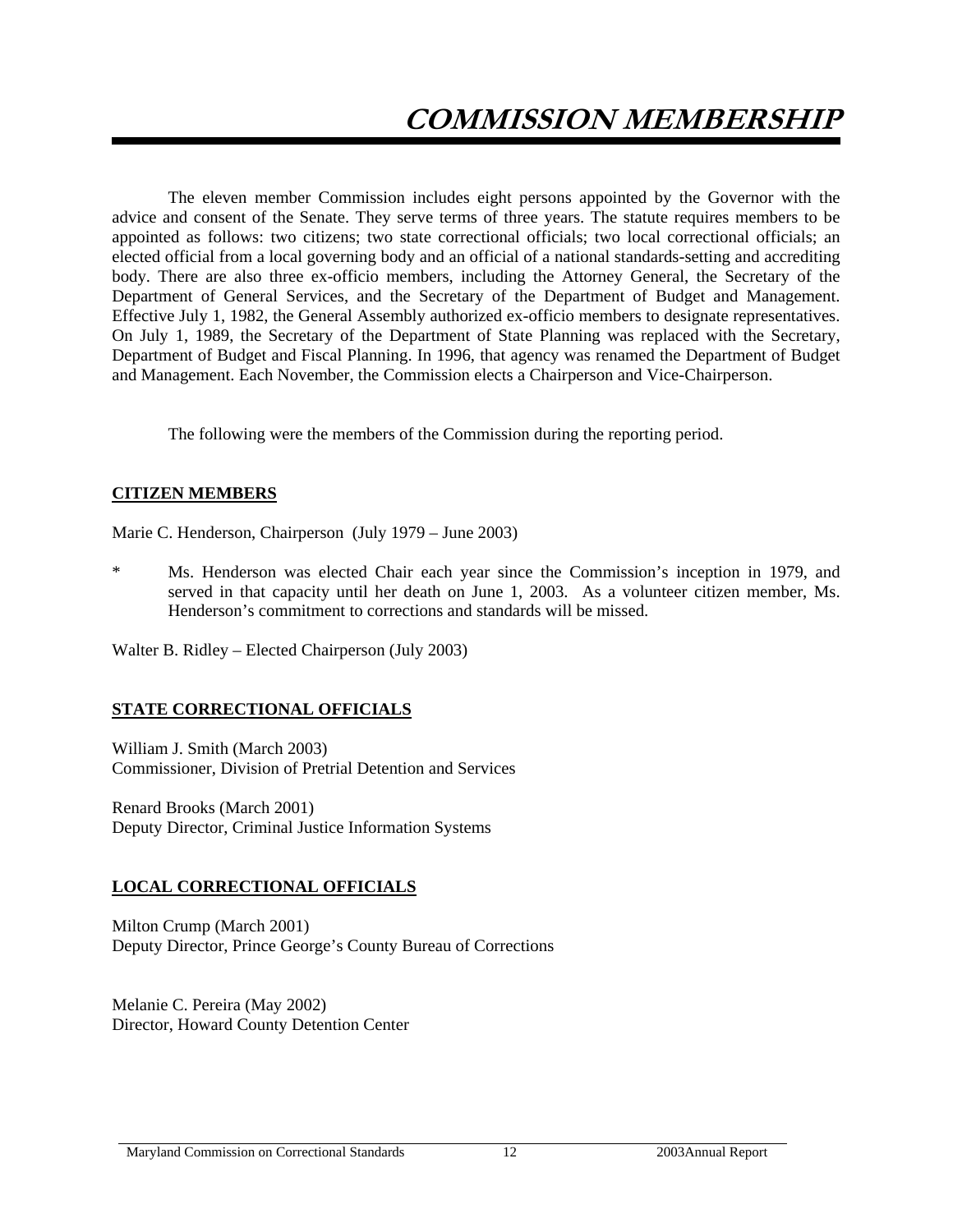# COMMISSION MEMBERSHIP

The eleven member Commission includes eight persons appointed by the Governor with the advice and consent of the Senate. They serve terms of three years. The statute requires members to be appointed as follows: two citizens; two state correctional officials; two local correctional officials; an elected official from a local governing body and an official of a national standards-setting and accrediting body. There are also three ex-officio members, including the Attorney General, the Secretary of the Department of General Services, and the Secretary of the Department of Budget and Management. Effective July 1, 1982, the General Assembly authorized ex-officio members to designate representatives. On July 1, 1989, the Secretary of the Department of State Planning was replaced with the Secretary, Department of Budget and Fiscal Planning. In 1996, that agency was renamed the Department of Budget and Management. Each November, the Commission elects a Chairperson and Vice-Chairperson.

The following were the members of the Commission during the reporting period.

## CITIZEN MEMBERS

Marie C. Henderson, Chairperson (July 1979 – June 2003)

\* Ms. Henderson was elected Chair each year since the Commission's inception in 1979, and served in that capacity until her death on June 1, 2003. As a volunteer citizen member, Ms. Henderson's commitment to corrections and standards will be missed.

Walter B. Ridley – Elected Chairperson (July 2003)

## STATE CORRECTIONAL OFFICIALS

William J. Smith (March 2003)
Commissioner, Division of Pretrial Detention and Services

Renard Brooks (March 2001)
Deputy Director, Criminal Justice Information Systems

## LOCAL CORRECTIONAL OFFICIALS

Milton Crump (March 2001)
Deputy Director, Prince George's County Bureau of Corrections

Melanie C. Pereira (May 2002)
Director, Howard County Detention Center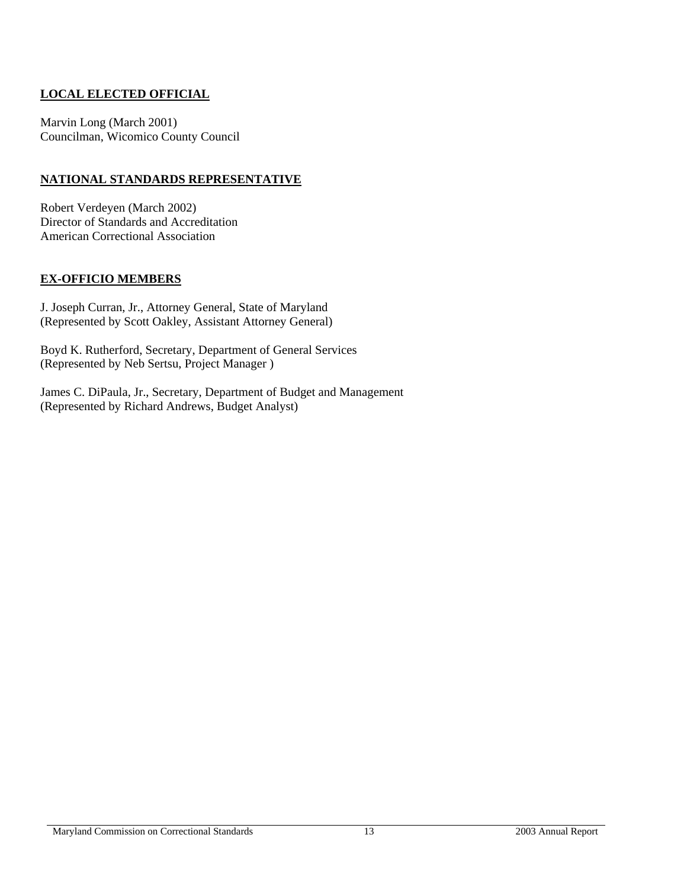**LOCAL ELECTED OFFICIAL**

Marvin Long (March 2001)
Councilman, Wicomico County Council

**NATIONAL STANDARDS REPRESENTATIVE**

Robert Verdeyen (March 2002)
Director of Standards and Accreditation
American Correctional Association

**EX-OFFICIO MEMBERS**

J. Joseph Curran, Jr., Attorney General, State of Maryland
(Represented by Scott Oakley, Assistant Attorney General)

Boyd K. Rutherford, Secretary, Department of General Services
(Represented by Neb Sertsu, Project Manager )

James C. DiPaula, Jr., Secretary, Department of Budget and Management
(Represented by Richard Andrews, Budget Analyst)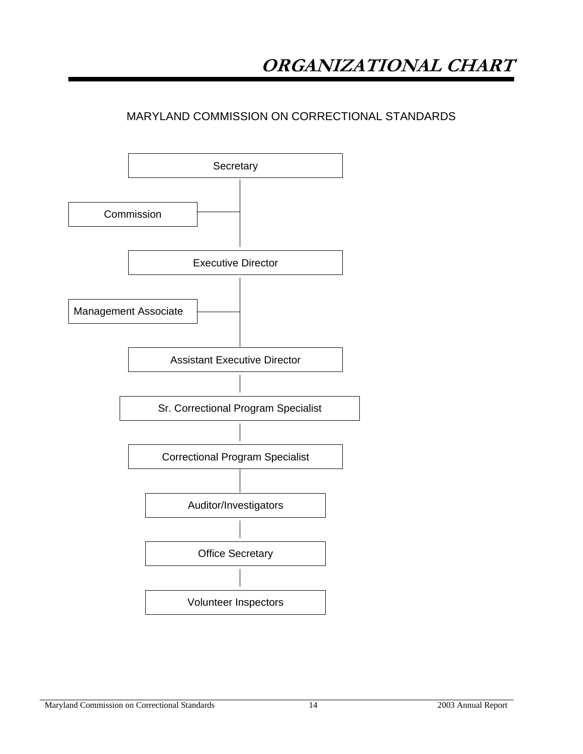# ORGANIZATIONAL CHART

MARYLAND COMMISSION ON CORRECTIONAL STANDARDS

Secretary

Commission

Executive Director

Management Associate

Assistant Executive Director

Sr. Correctional Program Specialist

Correctional Program Specialist

Auditor/Investigators

Office Secretary

Volunteer Inspectors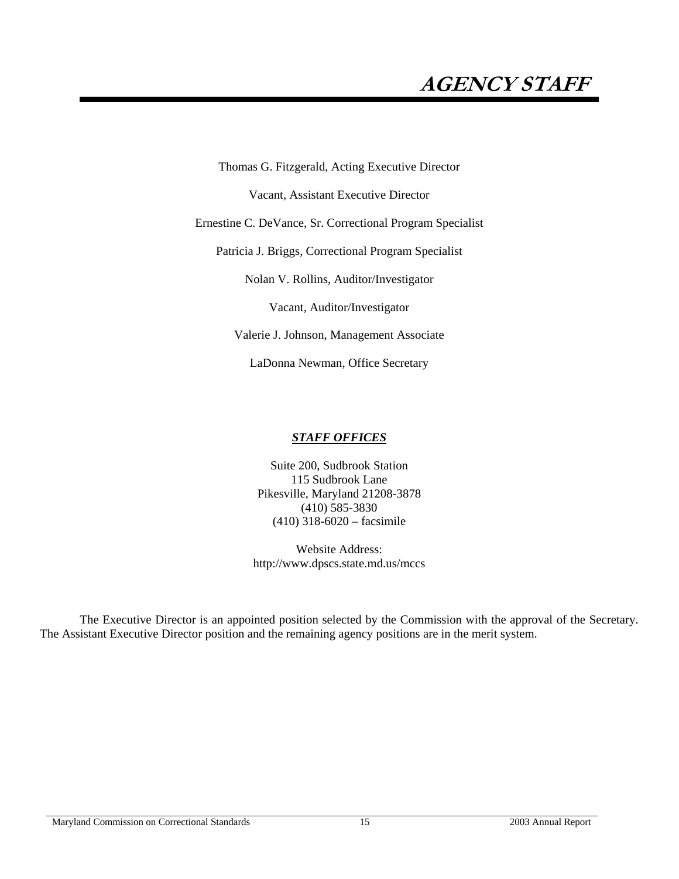# AGENCY STAFF

Thomas G. Fitzgerald, Acting Executive Director

Vacant, Assistant Executive Director

Ernestine C. DeVance, Sr. Correctional Program Specialist

Patricia J. Briggs, Correctional Program Specialist

Nolan V. Rollins, Auditor/Investigator

Vacant, Auditor/Investigator

Valerie J. Johnson, Management Associate

LaDonna Newman, Office Secretary

***STAFF OFFICES***

Suite 200, Sudbrook Station
115 Sudbrook Lane
Pikesville, Maryland 21208-3878
(410) 585-3830
(410) 318-6020 – facsimile

Website Address:
http://www.dpscs.state.md.us/mccs

The Executive Director is an appointed position selected by the Commission with the approval of the Secretary. The Assistant Executive Director position and the remaining agency positions are in the merit system.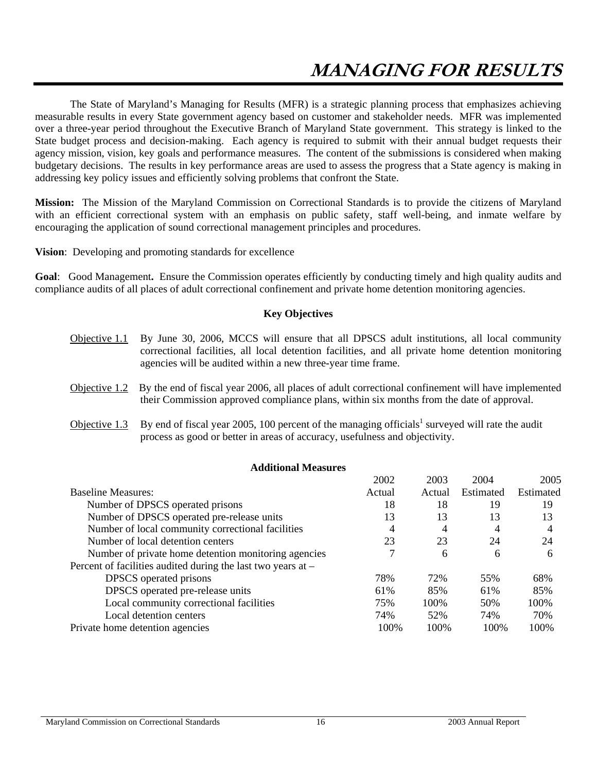# MANAGING FOR RESULTS

The State of Maryland's Managing for Results (MFR) is a strategic planning process that emphasizes achieving measurable results in every State government agency based on customer and stakeholder needs. MFR was implemented over a three-year period throughout the Executive Branch of Maryland State government. This strategy is linked to the State budget process and decision-making. Each agency is required to submit with their annual budget requests their agency mission, vision, key goals and performance measures. The content of the submissions is considered when making budgetary decisions. The results in key performance areas are used to assess the progress that a State agency is making in addressing key policy issues and efficiently solving problems that confront the State.

**Mission:** The Mission of the Maryland Commission on Correctional Standards is to provide the citizens of Maryland with an efficient correctional system with an emphasis on public safety, staff well-being, and inmate welfare by encouraging the application of sound correctional management principles and procedures.

**Vision**: Developing and promoting standards for excellence

**Goal**: Good Management**.** Ensure the Commission operates efficiently by conducting timely and high quality audits and compliance audits of all places of adult correctional confinement and private home detention monitoring agencies.

**Key Objectives**

Objective 1.1 By June 30, 2006, MCCS will ensure that all DPSCS adult institutions, all local community correctional facilities, all local detention facilities, and all private home detention monitoring agencies will be audited within a new three-year time frame.

Objective 1.2 By the end of fiscal year 2006, all places of adult correctional confinement will have implemented their Commission approved compliance plans, within six months from the date of approval.

Objective 1.3 By end of fiscal year 2005, 100 percent of the managing officials[1] surveyed will rate the audit process as good or better in areas of accuracy, usefulness and objectivity.

**Additional Measures**

| | 2002 Actual | 2003 Actual | 2004 Estimated | 2005 Estimated |
|---|---|---|---|---|
| Baseline Measures: | | | | |
| Number of DPSCS operated prisons | 18 | 18 | 19 | 19 |
| Number of DPSCS operated pre-release units | 13 | 13 | 13 | 13 |
| Number of local community correctional facilities | 4 | 4 | 4 | 4 |
| Number of local detention centers | 23 | 23 | 24 | 24 |
| Number of private home detention monitoring agencies | 7 | 6 | 6 | 6 |
| Percent of facilities audited during the last two years at – | | | | |
| DPSCS operated prisons | 78% | 72% | 55% | 68% |
| DPSCS operated pre-release units | 61% | 85% | 61% | 85% |
| Local community correctional facilities | 75% | 100% | 50% | 100% |
| Local detention centers | 74% | 52% | 74% | 70% |
| Private home detention agencies | 100% | 100% | 100% | 100% |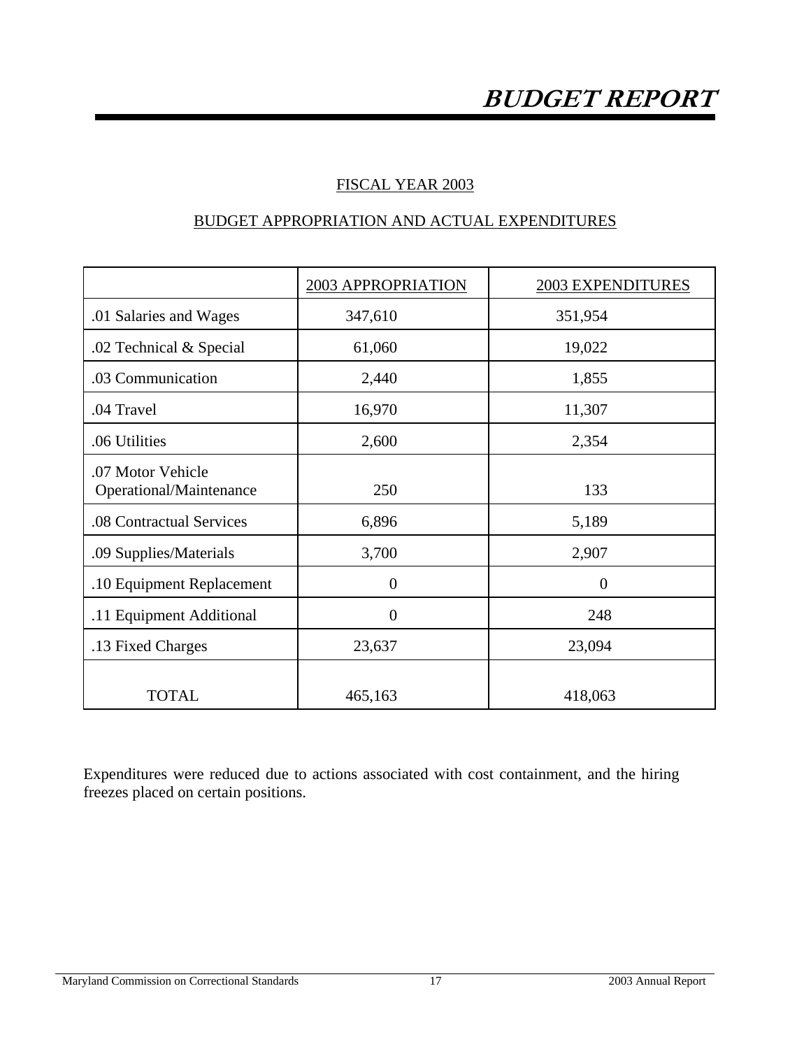# BUDGET REPORT

FISCAL YEAR 2003

BUDGET APPROPRIATION AND ACTUAL EXPENDITURES

| | 2003 APPROPRIATION | 2003 EXPENDITURES |
|---|---|---|
| .01 Salaries and Wages | 347,610 | 351,954 |
| .02 Technical & Special | 61,060 | 19,022 |
| .03 Communication | 2,440 | 1,855 |
| .04 Travel | 16,970 | 11,307 |
| .06 Utilities | 2,600 | 2,354 |
| .07 Motor Vehicle Operational/Maintenance | 250 | 133 |
| .08 Contractual Services | 6,896 | 5,189 |
| .09 Supplies/Materials | 3,700 | 2,907 |
| .10 Equipment Replacement | 0 | 0 |
| .11 Equipment Additional | 0 | 248 |
| .13 Fixed Charges | 23,637 | 23,094 |
| TOTAL | 465,163 | 418,063 |

Expenditures were reduced due to actions associated with cost containment, and the hiring freezes placed on certain positions.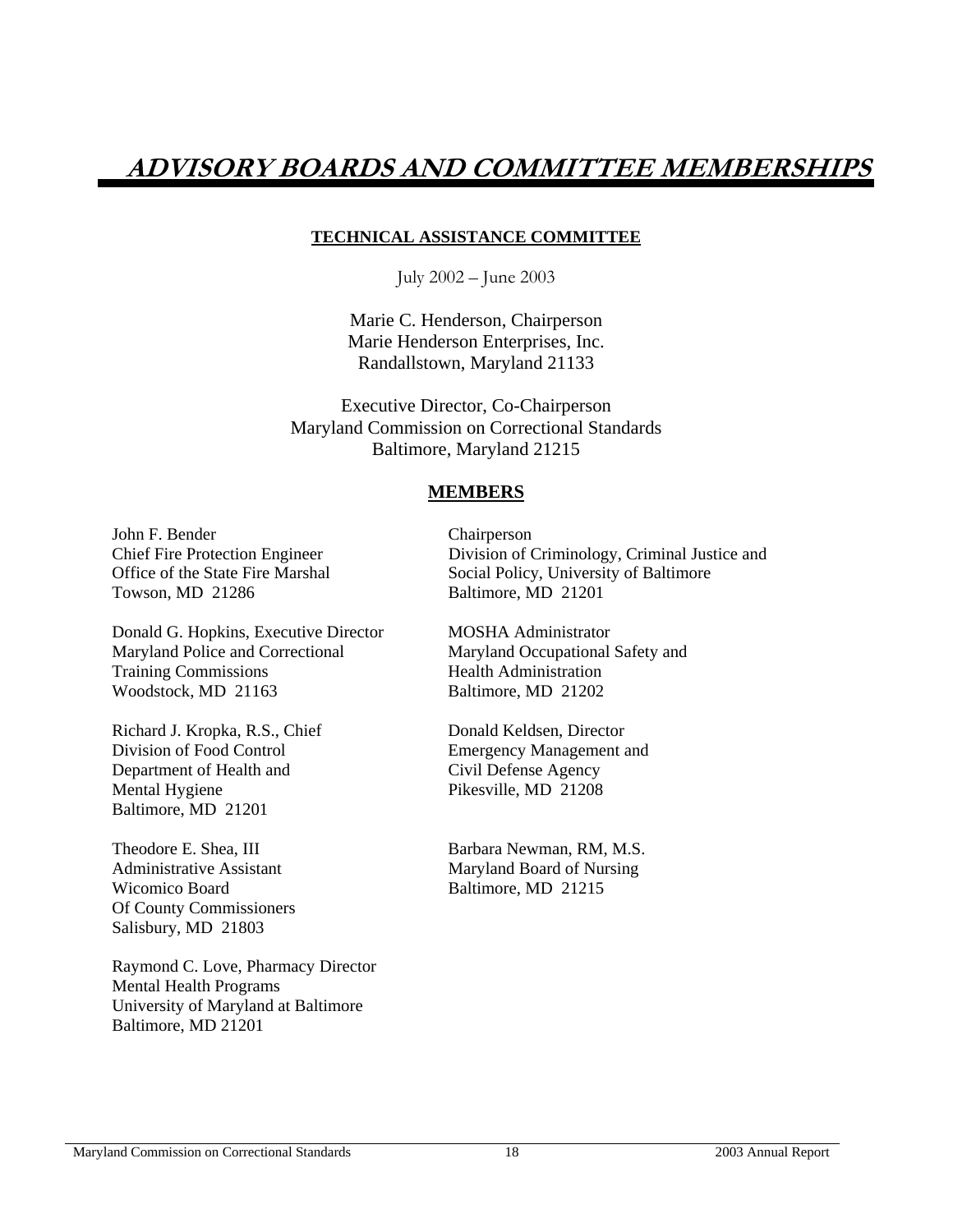# ***ADVISORY BOARDS AND COMMITTEE MEMBERSHIPS***

## TECHNICAL ASSISTANCE COMMITTEE

July 2002 – June 2003

Marie C. Henderson, Chairperson
Marie Henderson Enterprises, Inc.
Randallstown, Maryland 21133

Executive Director, Co-Chairperson
Maryland Commission on Correctional Standards
Baltimore, Maryland 21215

## MEMBERS

John F. Bender
Chief Fire Protection Engineer
Office of the State Fire Marshal
Towson, MD 21286

Donald G. Hopkins, Executive Director
Maryland Police and Correctional
Training Commissions
Woodstock, MD 21163

Richard J. Kropka, R.S., Chief
Division of Food Control
Department of Health and
Mental Hygiene
Baltimore, MD 21201

Theodore E. Shea, III
Administrative Assistant
Wicomico Board
Of County Commissioners
Salisbury, MD 21803

Raymond C. Love, Pharmacy Director
Mental Health Programs
University of Maryland at Baltimore
Baltimore, MD 21201

Chairperson
Division of Criminology, Criminal Justice and
Social Policy, University of Baltimore
Baltimore, MD 21201

MOSHA Administrator
Maryland Occupational Safety and
Health Administration
Baltimore, MD 21202

Donald Keldsen, Director
Emergency Management and
Civil Defense Agency
Pikesville, MD 21208

Barbara Newman, RM, M.S.
Maryland Board of Nursing
Baltimore, MD 21215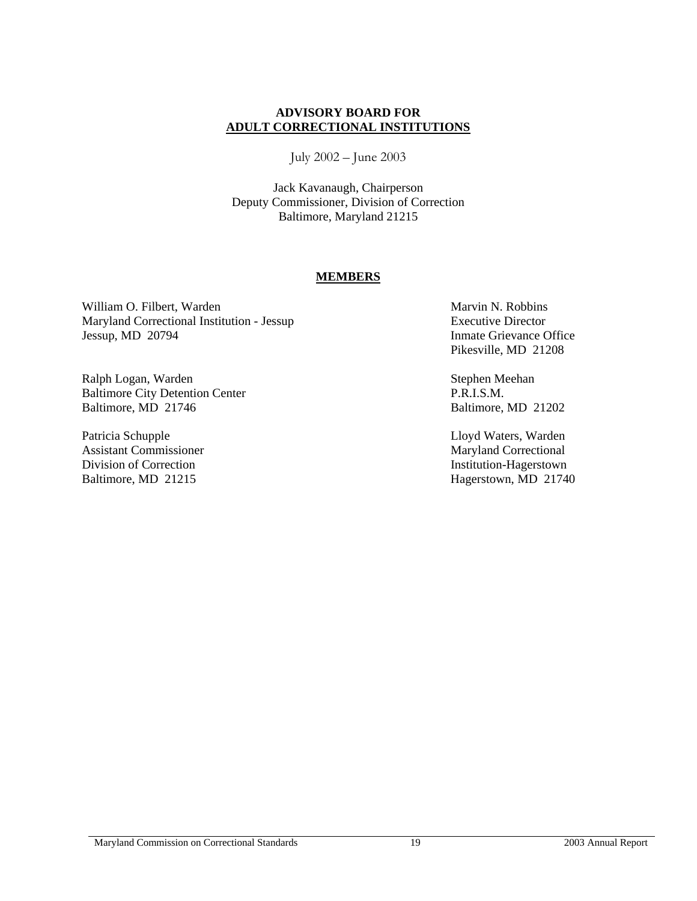## ADVISORY BOARD FOR ADULT CORRECTIONAL INSTITUTIONS

July 2002 – June 2003

Jack Kavanaugh, Chairperson
Deputy Commissioner, Division of Correction
Baltimore, Maryland 21215

### MEMBERS

William O. Filbert, Warden
Maryland Correctional Institution - Jessup
Jessup, MD 20794

Ralph Logan, Warden
Baltimore City Detention Center
Baltimore, MD 21746

Patricia Schupple
Assistant Commissioner
Division of Correction
Baltimore, MD 21215

Marvin N. Robbins
Executive Director
Inmate Grievance Office
Pikesville, MD 21208

Stephen Meehan
P.R.I.S.M.
Baltimore, MD 21202

Lloyd Waters, Warden
Maryland Correctional
Institution-Hagerstown
Hagerstown, MD 21740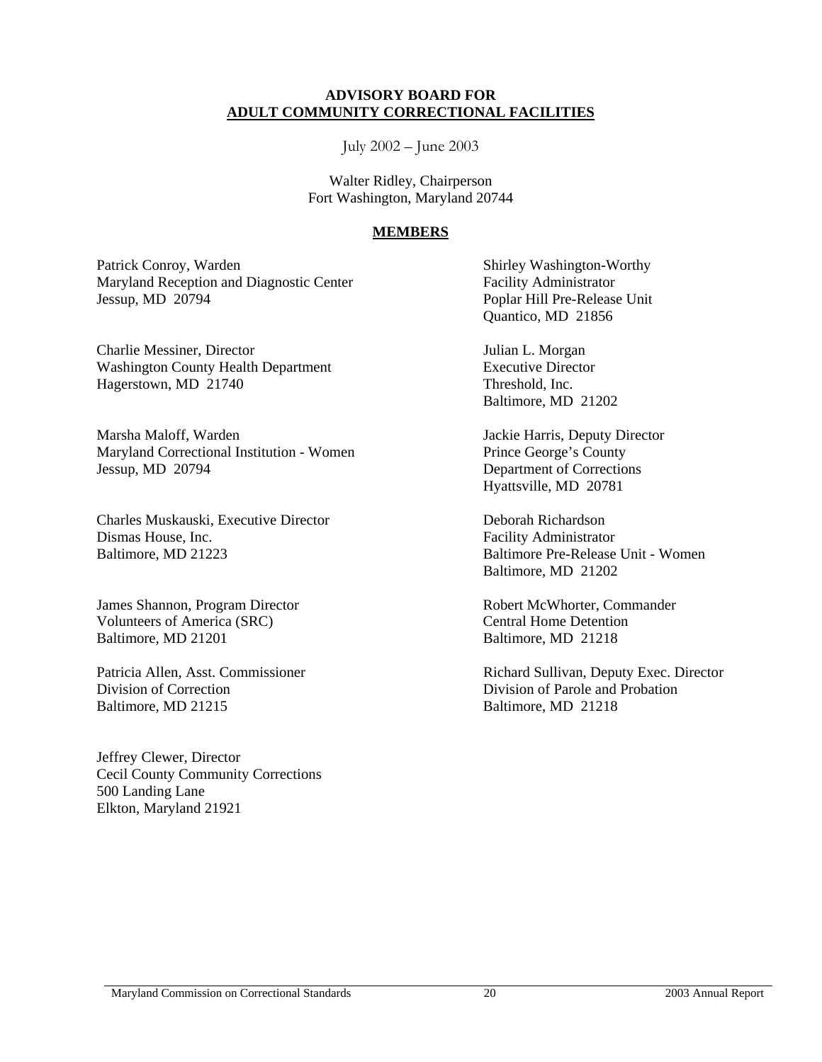**ADVISORY BOARD FOR**
**ADULT COMMUNITY CORRECTIONAL FACILITIES**

July 2002 – June 2003

Walter Ridley, Chairperson
Fort Washington, Maryland 20744

**MEMBERS**

Patrick Conroy, Warden
Maryland Reception and Diagnostic Center
Jessup, MD 20794

Charlie Messiner, Director
Washington County Health Department
Hagerstown, MD 21740

Marsha Maloff, Warden
Maryland Correctional Institution - Women
Jessup, MD 20794

Charles Muskauski, Executive Director
Dismas House, Inc.
Baltimore, MD 21223

James Shannon, Program Director
Volunteers of America (SRC)
Baltimore, MD 21201

Patricia Allen, Asst. Commissioner
Division of Correction
Baltimore, MD 21215

Jeffrey Clewer, Director
Cecil County Community Corrections
500 Landing Lane
Elkton, Maryland 21921

Shirley Washington-Worthy
Facility Administrator
Poplar Hill Pre-Release Unit
Quantico, MD 21856

Julian L. Morgan
Executive Director
Threshold, Inc.
Baltimore, MD 21202

Jackie Harris, Deputy Director
Prince George's County
Department of Corrections
Hyattsville, MD 20781

Deborah Richardson
Facility Administrator
Baltimore Pre-Release Unit - Women
Baltimore, MD 21202

Robert McWhorter, Commander
Central Home Detention
Baltimore, MD 21218

Richard Sullivan, Deputy Exec. Director
Division of Parole and Probation
Baltimore, MD 21218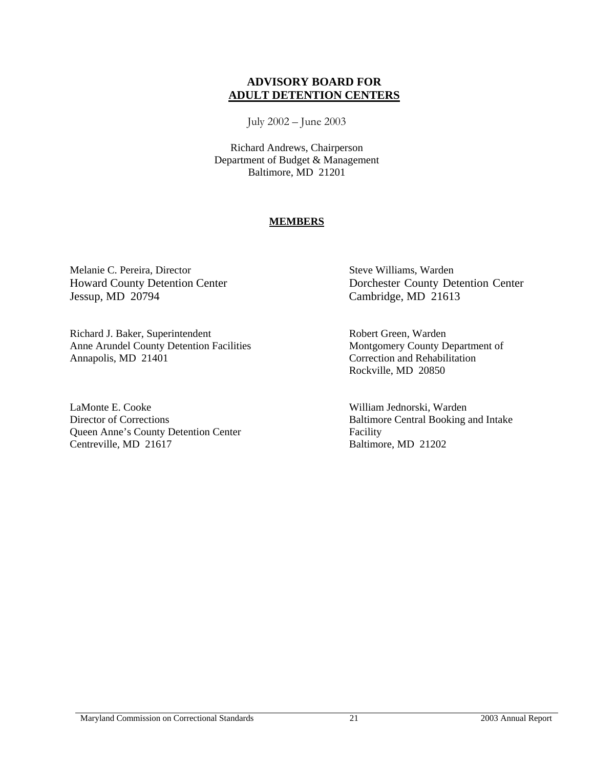# ADVISORY BOARD FOR ADULT DETENTION CENTERS

July 2002 – June 2003

Richard Andrews, Chairperson
Department of Budget & Management
Baltimore, MD 21201

## MEMBERS

Melanie C. Pereira, Director
Howard County Detention Center
Jessup, MD 20794

Steve Williams, Warden
Dorchester County Detention Center
Cambridge, MD 21613

Richard J. Baker, Superintendent
Anne Arundel County Detention Facilities
Annapolis, MD 21401

Robert Green, Warden
Montgomery County Department of Correction and Rehabilitation
Rockville, MD 20850

LaMonte E. Cooke
Director of Corrections
Queen Anne's County Detention Center
Centreville, MD 21617

William Jednorski, Warden
Baltimore Central Booking and Intake Facility
Baltimore, MD 21202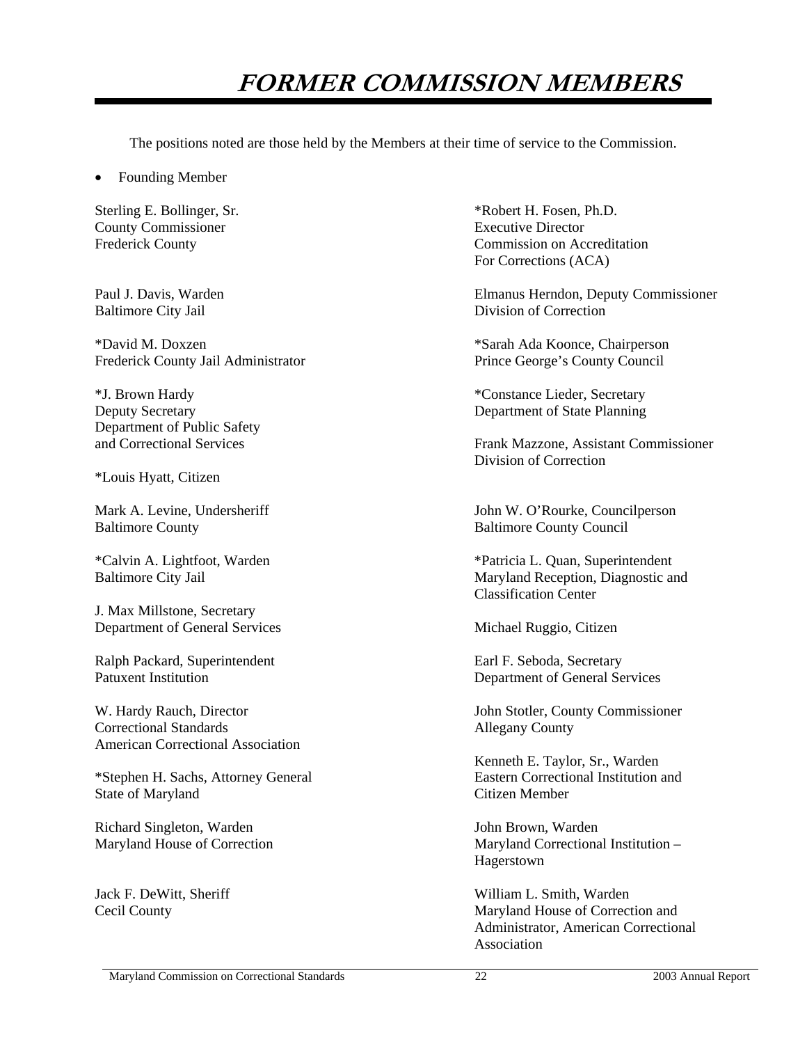# FORMER COMMISSION MEMBERS

The positions noted are those held by the Members at their time of service to the Commission.

- Founding Member

Sterling E. Bollinger, Sr.
County Commissioner
Frederick County

Paul J. Davis, Warden
Baltimore City Jail

*David M. Doxzen
Frederick County Jail Administrator

*J. Brown Hardy
Deputy Secretary
Department of Public Safety
and Correctional Services

*Louis Hyatt, Citizen

Mark A. Levine, Undersheriff
Baltimore County

*Calvin A. Lightfoot, Warden
Baltimore City Jail

J. Max Millstone, Secretary
Department of General Services

Ralph Packard, Superintendent
Patuxent Institution

W. Hardy Rauch, Director
Correctional Standards
American Correctional Association

*Stephen H. Sachs, Attorney General
State of Maryland

Richard Singleton, Warden
Maryland House of Correction

Jack F. DeWitt, Sheriff
Cecil County

*Robert H. Fosen, Ph.D.
Executive Director
Commission on Accreditation
For Corrections (ACA)

Elmanus Herndon, Deputy Commissioner
Division of Correction

*Sarah Ada Koonce, Chairperson
Prince George's County Council

*Constance Lieder, Secretary
Department of State Planning

Frank Mazzone, Assistant Commissioner
Division of Correction

John W. O'Rourke, Councilperson
Baltimore County Council

*Patricia L. Quan, Superintendent
Maryland Reception, Diagnostic and
Classification Center

Michael Ruggio, Citizen

Earl F. Seboda, Secretary
Department of General Services

John Stotler, County Commissioner
Allegany County

Kenneth E. Taylor, Sr., Warden
Eastern Correctional Institution and
Citizen Member

John Brown, Warden
Maryland Correctional Institution –
Hagerstown

William L. Smith, Warden
Maryland House of Correction and
Administrator, American Correctional
Association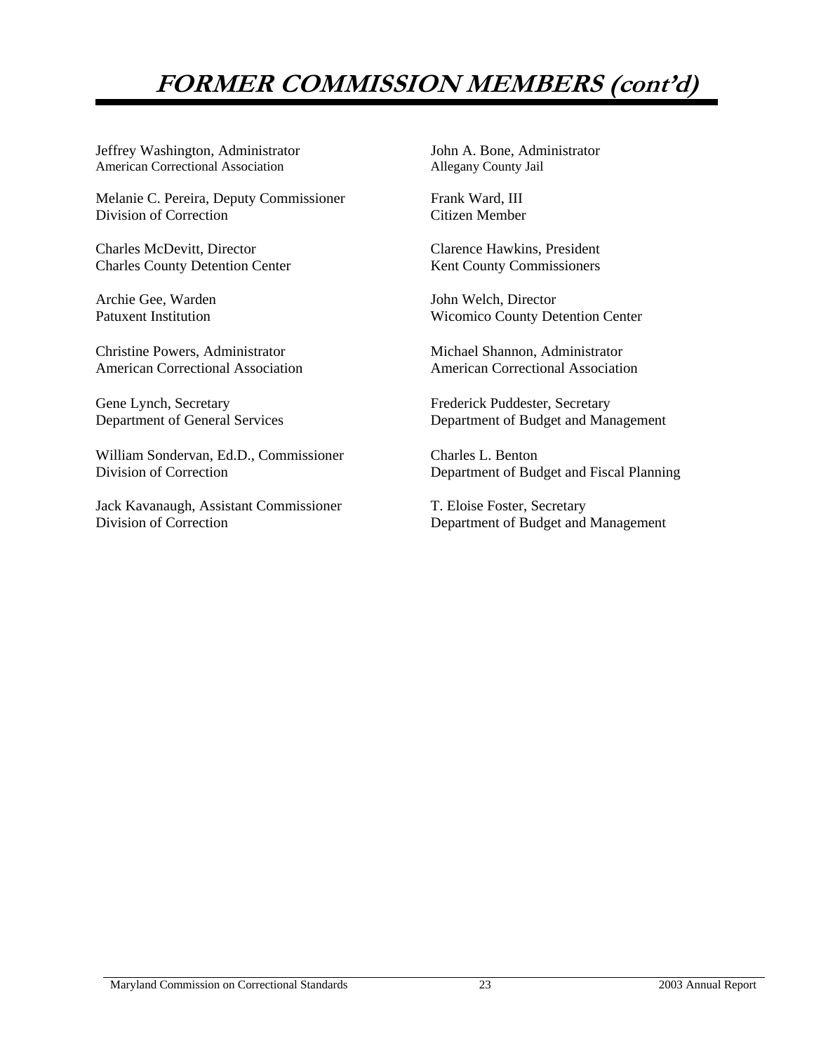# FORMER COMMISSION MEMBERS (cont'd)

Jeffrey Washington, Administrator
American Correctional Association

Melanie C. Pereira, Deputy Commissioner
Division of Correction

Charles McDevitt, Director
Charles County Detention Center

Archie Gee, Warden
Patuxent Institution

Christine Powers, Administrator
American Correctional Association

Gene Lynch, Secretary
Department of General Services

William Sondervan, Ed.D., Commissioner
Division of Correction

Jack Kavanaugh, Assistant Commissioner
Division of Correction

John A. Bone, Administrator
Allegany County Jail

Frank Ward, III
Citizen Member

Clarence Hawkins, President
Kent County Commissioners

John Welch, Director
Wicomico County Detention Center

Michael Shannon, Administrator
American Correctional Association

Frederick Puddester, Secretary
Department of Budget and Management

Charles L. Benton
Department of Budget and Fiscal Planning

T. Eloise Foster, Secretary
Department of Budget and Management